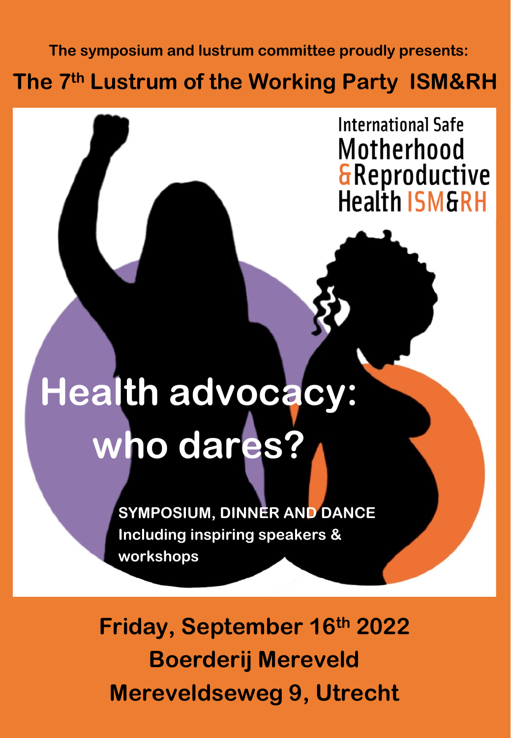The symposium and lustrum committee proudly presents:

# The 7th Lustrum of the Working Party ISM&RH

International Safe Motherhood & Reproductive Health ISM&RH

## Health advocacy: who dares?

**SYMPOSIUM, DINNER AND DANCE**
**Including inspiring speakers & workshops**

**Friday, September 16th 2022**
**Boerderij Mereveld**
**Mereveldseweg 9, Utrecht**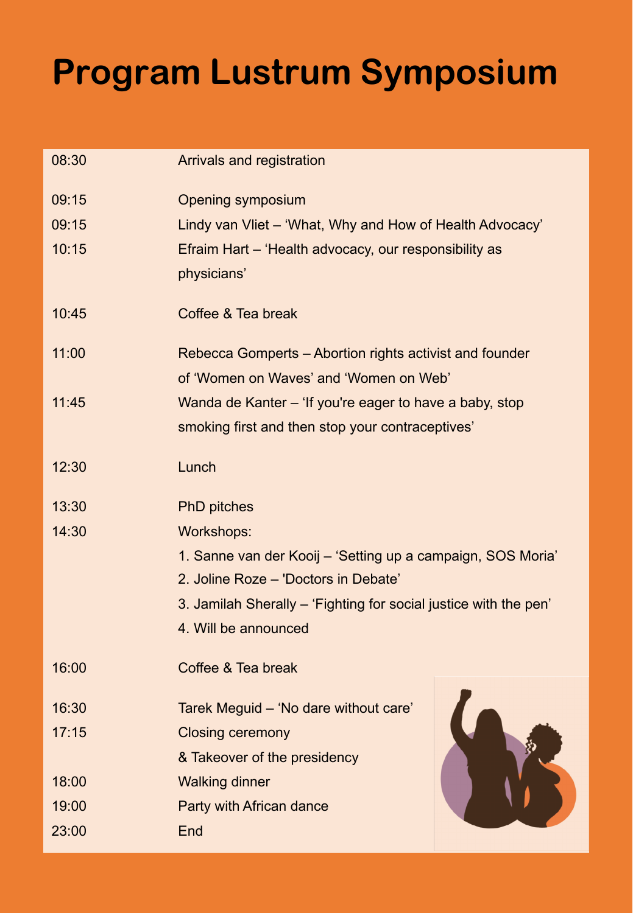# Program Lustrum Symposium

| | |
|---|---|
| 08:30 | Arrivals and registration |
| 09:15 | Opening symposium |
| 09:15 | Lindy van Vliet – 'What, Why and How of Health Advocacy' |
| 10:15 | Efraim Hart – 'Health advocacy, our responsibility as physicians' |
| 10:45 | Coffee & Tea break |
| 11:00 | Rebecca Gomperts – Abortion rights activist and founder of 'Women on Waves' and 'Women on Web' |
| 11:45 | Wanda de Kanter – 'If you're eager to have a baby, stop smoking first and then stop your contraceptives' |
| 12:30 | Lunch |
| 13:30 | PhD pitches |
| 14:30 | Workshops:<br>1. Sanne van der Kooij – 'Setting up a campaign, SOS Moria'<br>2. Joline Roze – 'Doctors in Debate'<br>3. Jamilah Sherally – 'Fighting for social justice with the pen'<br>4. Will be announced |
| 16:00 | Coffee & Tea break |
| 16:30 | Tarek Meguid – 'No dare without care' |
| 17:15 | Closing ceremony<br>& Takeover of the presidency |
| 18:00 | Walking dinner |
| 19:00 | Party with African dance |
| 23:00 | End |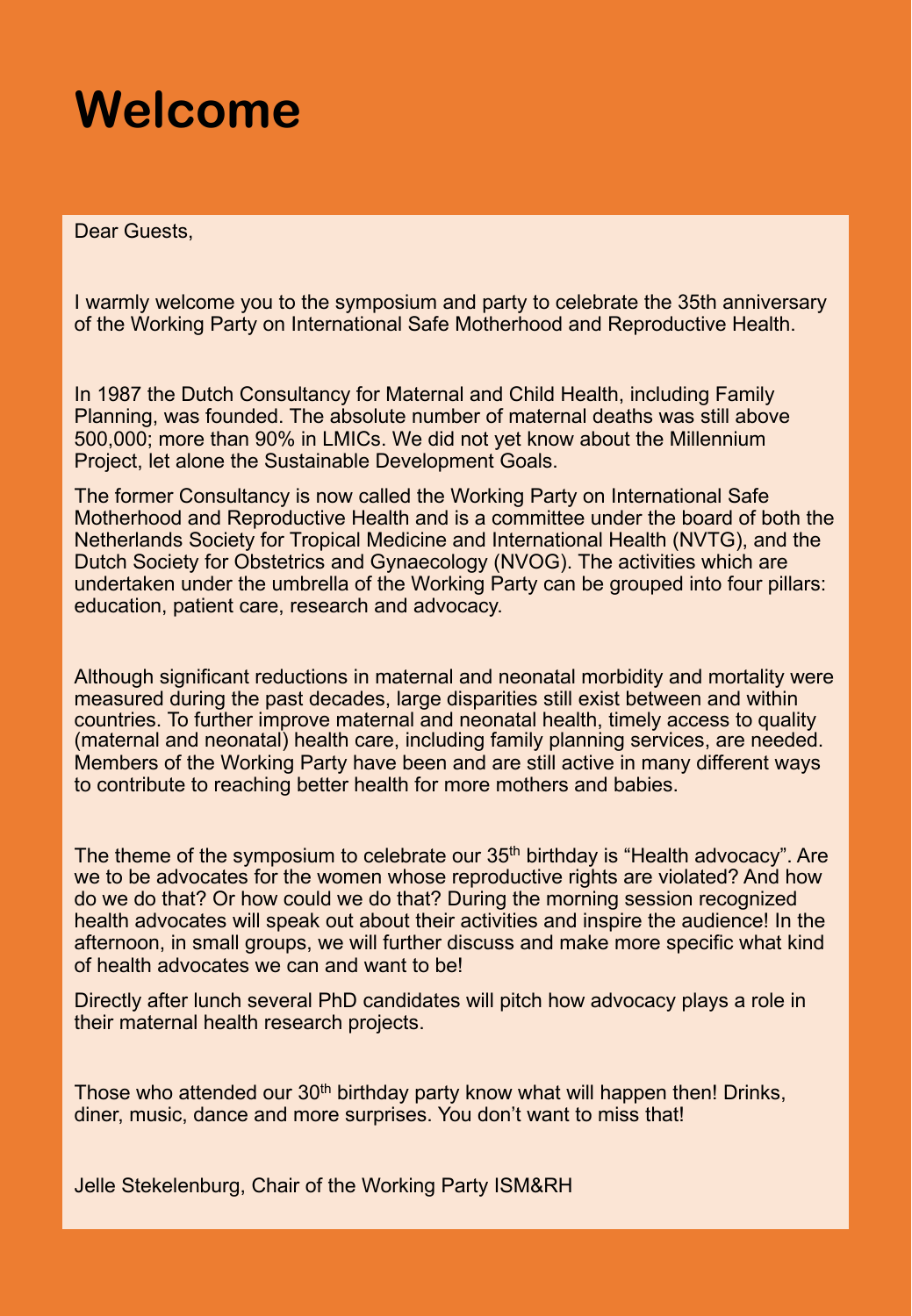# Welcome

Dear Guests,

I warmly welcome you to the symposium and party to celebrate the 35th anniversary of the Working Party on International Safe Motherhood and Reproductive Health.

In 1987 the Dutch Consultancy for Maternal and Child Health, including Family Planning, was founded. The absolute number of maternal deaths was still above 500,000; more than 90% in LMICs. We did not yet know about the Millennium Project, let alone the Sustainable Development Goals.

The former Consultancy is now called the Working Party on International Safe Motherhood and Reproductive Health and is a committee under the board of both the Netherlands Society for Tropical Medicine and International Health (NVTG), and the Dutch Society for Obstetrics and Gynaecology (NVOG). The activities which are undertaken under the umbrella of the Working Party can be grouped into four pillars: education, patient care, research and advocacy.

Although significant reductions in maternal and neonatal morbidity and mortality were measured during the past decades, large disparities still exist between and within countries. To further improve maternal and neonatal health, timely access to quality (maternal and neonatal) health care, including family planning services, are needed. Members of the Working Party have been and are still active in many different ways to contribute to reaching better health for more mothers and babies.

The theme of the symposium to celebrate our 35th birthday is "Health advocacy". Are we to be advocates for the women whose reproductive rights are violated? And how do we do that? Or how could we do that? During the morning session recognized health advocates will speak out about their activities and inspire the audience! In the afternoon, in small groups, we will further discuss and make more specific what kind of health advocates we can and want to be!

Directly after lunch several PhD candidates will pitch how advocacy plays a role in their maternal health research projects.

Those who attended our 30th birthday party know what will happen then! Drinks, diner, music, dance and more surprises. You don't want to miss that!

Jelle Stekelenburg, Chair of the Working Party ISM&RH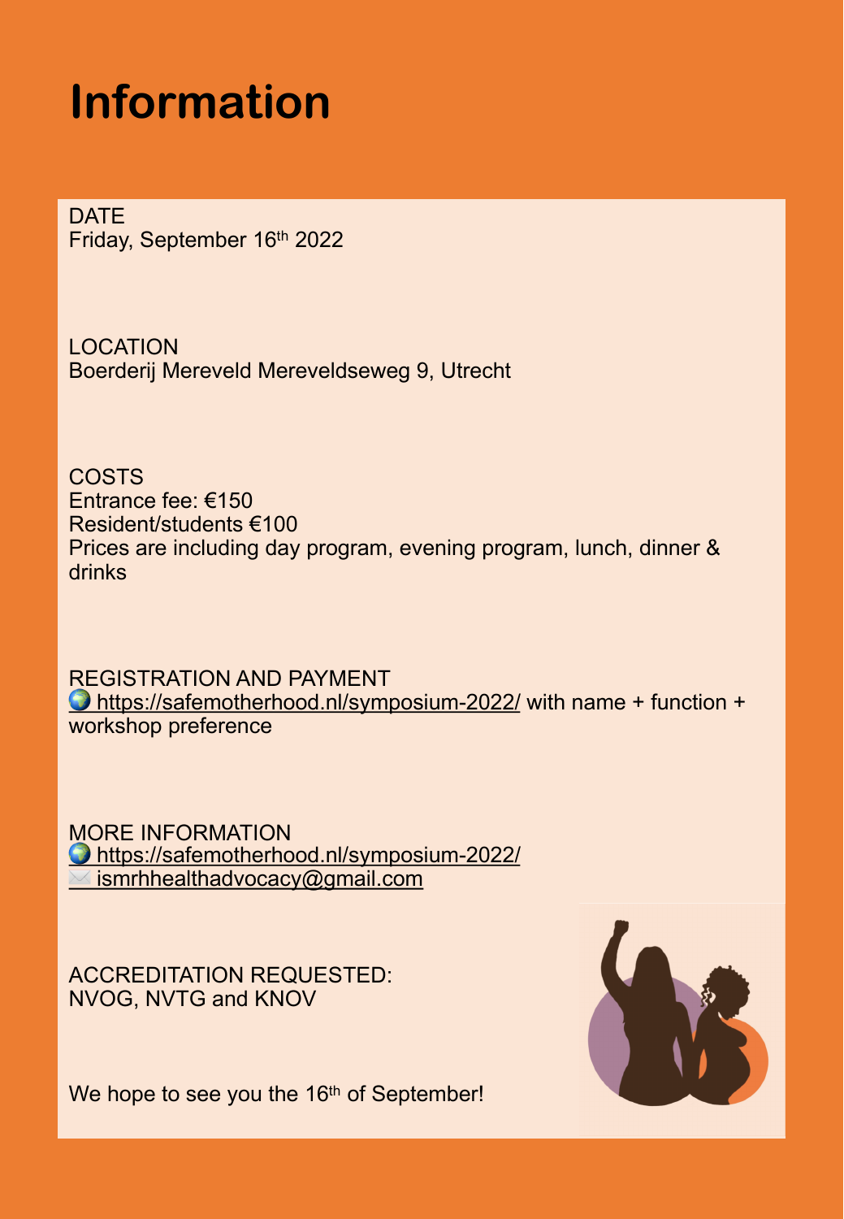# Information

DATE
Friday, September 16th 2022

LOCATION
Boerderij Mereveld Mereveldseweg 9, Utrecht

COSTS
Entrance fee: €150
Resident/students €100
Prices are including day program, evening program, lunch, dinner & drinks

REGISTRATION AND PAYMENT
🌍 https://safemotherhood.nl/symposium-2022/ with name + function + workshop preference

MORE INFORMATION
🌍 https://safemotherhood.nl/symposium-2022/
✉️ ismrhhealthadvocacy@gmail.com

ACCREDITATION REQUESTED:
NVOG, NVTG and KNOV

We hope to see you the 16th of September!